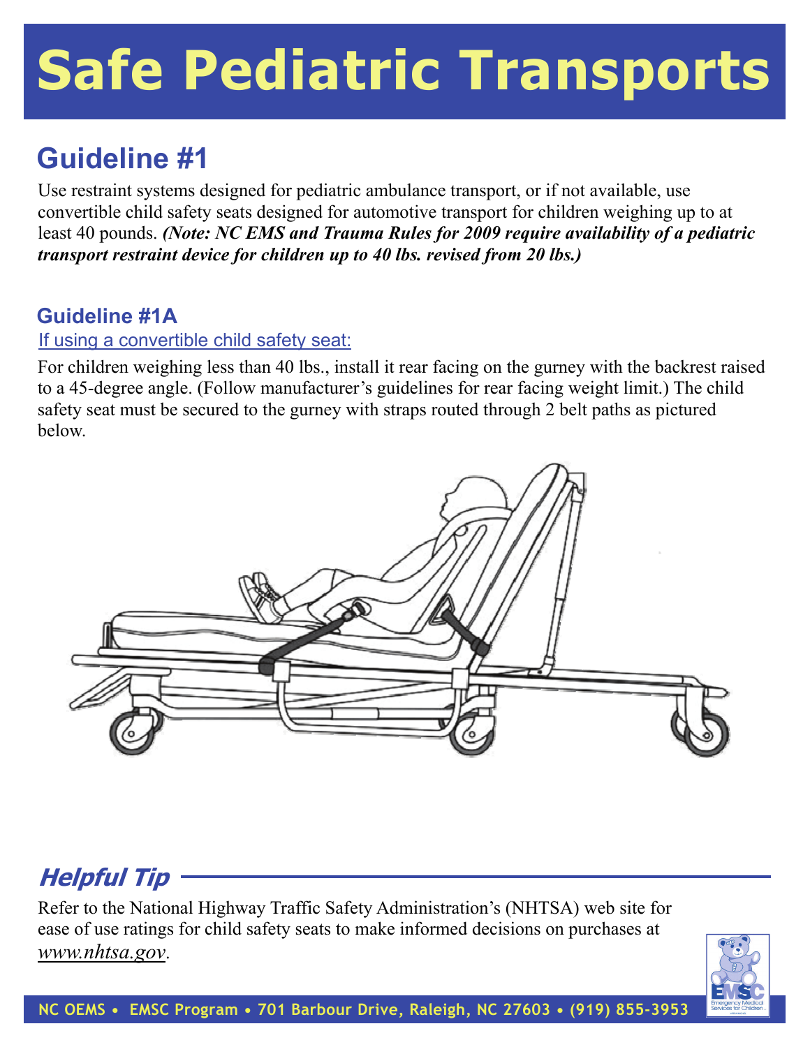# Safe Pediatric Transports

## Guideline #1

Use restraint systems designed for pediatric ambulance transport, or if not available, use convertible child safety seats designed for automotive transport for children weighing up to at least 40 pounds. ***(Note: NC EMS and Trauma Rules for 2009 require availability of a pediatric transport restraint device for children up to 40 lbs. revised from 20 lbs.)***

### Guideline #1A

If using a convertible child safety seat:

For children weighing less than 40 lbs., install it rear facing on the gurney with the backrest raised to a 45-degree angle. (Follow manufacturer's guidelines for rear facing weight limit.) The child safety seat must be secured to the gurney with straps routed through 2 belt paths as pictured below.

## *Helpful Tip*

Refer to the National Highway Traffic Safety Administration's (NHTSA) web site for ease of use ratings for child safety seats to make informed decisions on purchases at *www.nhtsa.gov*.

**NC OEMS • EMSC Program • 701 Barbour Drive, Raleigh, NC 27603 • (919) 855-3953**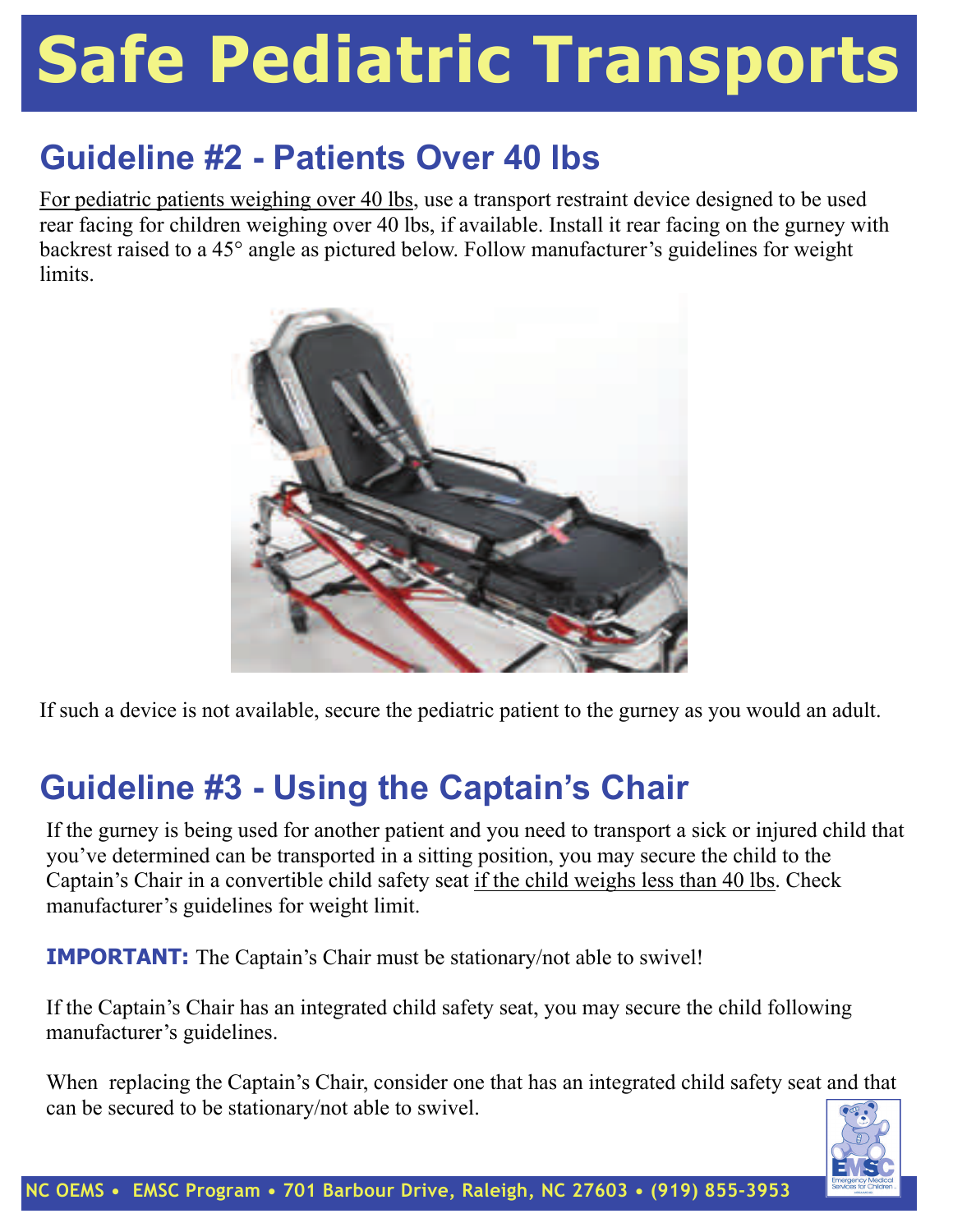# Safe Pediatric Transports

## Guideline #2 - Patients Over 40 lbs

For pediatric patients weighing over 40 lbs, use a transport restraint device designed to be used rear facing for children weighing over 40 lbs, if available. Install it rear facing on the gurney with backrest raised to a 45° angle as pictured below. Follow manufacturer's guidelines for weight limits.

If such a device is not available, secure the pediatric patient to the gurney as you would an adult.

## Guideline #3 - Using the Captain's Chair

If the gurney is being used for another patient and you need to transport a sick or injured child that you've determined can be transported in a sitting position, you may secure the child to the Captain's Chair in a convertible child safety seat if the child weighs less than 40 lbs. Check manufacturer's guidelines for weight limit.

**IMPORTANT:** The Captain's Chair must be stationary/not able to swivel!

If the Captain's Chair has an integrated child safety seat, you may secure the child following manufacturer's guidelines.

When replacing the Captain's Chair, consider one that has an integrated child safety seat and that can be secured to be stationary/not able to swivel.

NC OEMS • EMSC Program • 701 Barbour Drive, Raleigh, NC 27603 • (919) 855-3953